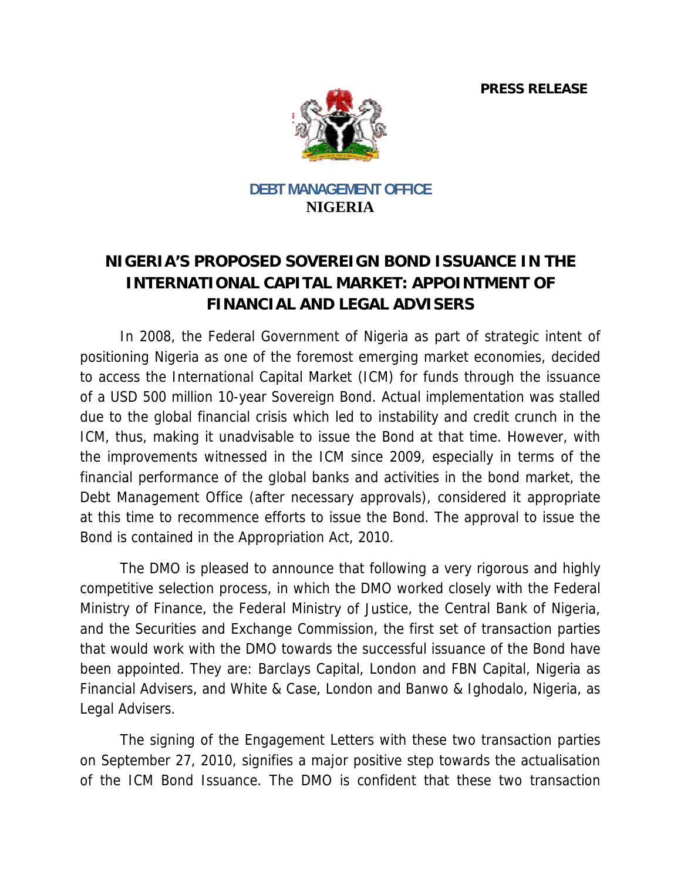**PRESS RELEASE**

**DEBT MANAGEMENT OFFICE**
**NIGERIA**

# NIGERIA'S PROPOSED SOVEREIGN BOND ISSUANCE IN THE INTERNATIONAL CAPITAL MARKET: APPOINTMENT OF FINANCIAL AND LEGAL ADVISERS

In 2008, the Federal Government of Nigeria as part of strategic intent of positioning Nigeria as one of the foremost emerging market economies, decided to access the International Capital Market (ICM) for funds through the issuance of a USD 500 million 10-year Sovereign Bond. Actual implementation was stalled due to the global financial crisis which led to instability and credit crunch in the ICM, thus, making it unadvisable to issue the Bond at that time. However, with the improvements witnessed in the ICM since 2009, especially in terms of the financial performance of the global banks and activities in the bond market, the Debt Management Office (after necessary approvals), considered it appropriate at this time to recommence efforts to issue the Bond. The approval to issue the Bond is contained in the Appropriation Act, 2010.

The DMO is pleased to announce that following a very rigorous and highly competitive selection process, in which the DMO worked closely with the Federal Ministry of Finance, the Federal Ministry of Justice, the Central Bank of Nigeria, and the Securities and Exchange Commission, the first set of transaction parties that would work with the DMO towards the successful issuance of the Bond have been appointed. They are: Barclays Capital, London and FBN Capital, Nigeria as Financial Advisers, and White & Case, London and Banwo & Ighodalo, Nigeria, as Legal Advisers.

The signing of the Engagement Letters with these two transaction parties on September 27, 2010, signifies a major positive step towards the actualisation of the ICM Bond Issuance. The DMO is confident that these two transaction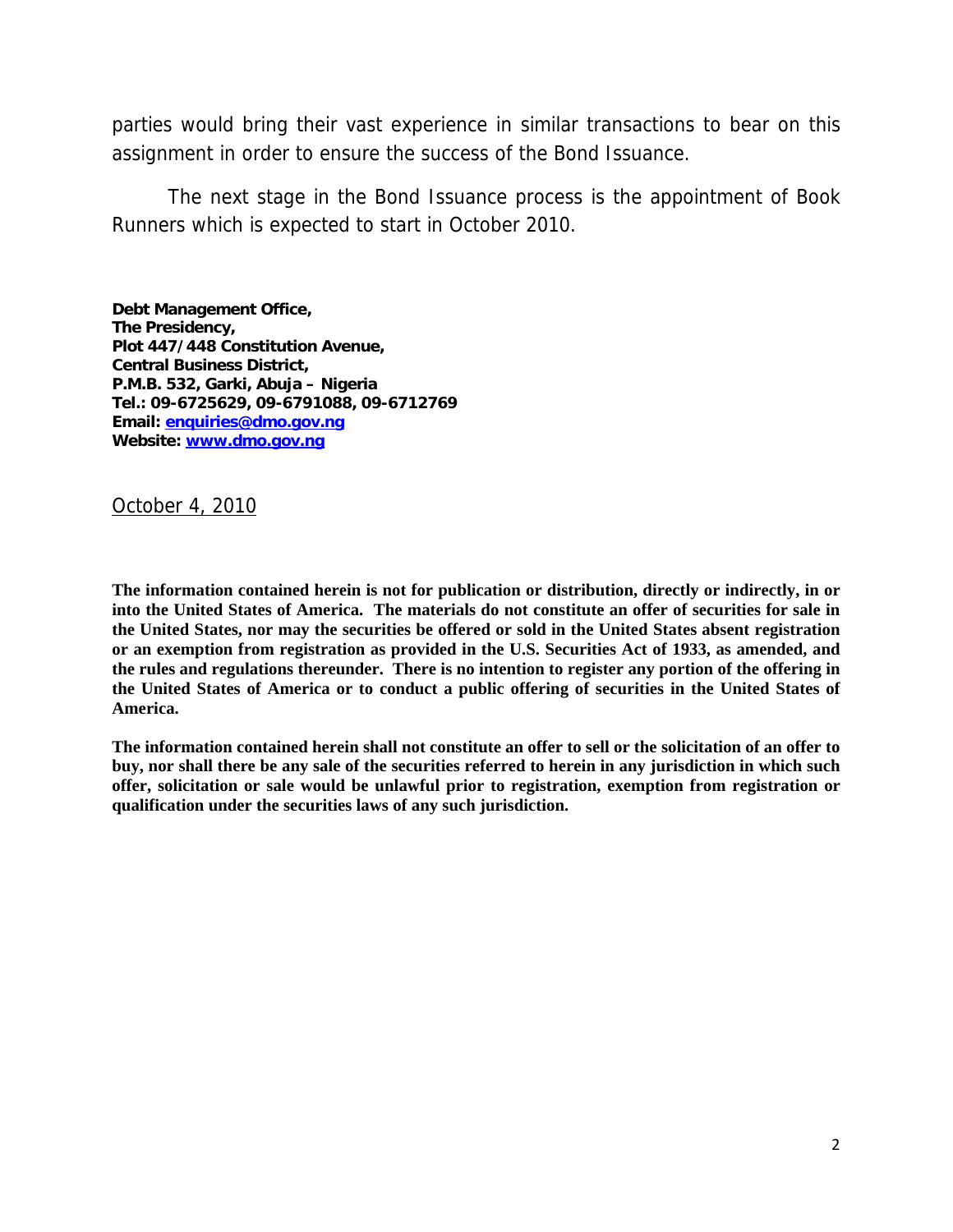parties would bring their vast experience in similar transactions to bear on this assignment in order to ensure the success of the Bond Issuance.

The next stage in the Bond Issuance process is the appointment of Book Runners which is expected to start in October 2010.

**Debt Management Office,**
**The Presidency,**
**Plot 447/448 Constitution Avenue,**
**Central Business District,**
**P.M.B. 532, Garki, Abuja – Nigeria**
**Tel.: 09-6725629, 09-6791088, 09-6712769**
**Email: enquiries@dmo.gov.ng**
**Website: www.dmo.gov.ng**

October 4, 2010

**The information contained herein is not for publication or distribution, directly or indirectly, in or into the United States of America. The materials do not constitute an offer of securities for sale in the United States, nor may the securities be offered or sold in the United States absent registration or an exemption from registration as provided in the U.S. Securities Act of 1933, as amended, and the rules and regulations thereunder. There is no intention to register any portion of the offering in the United States of America or to conduct a public offering of securities in the United States of America.**

**The information contained herein shall not constitute an offer to sell or the solicitation of an offer to buy, nor shall there be any sale of the securities referred to herein in any jurisdiction in which such offer, solicitation or sale would be unlawful prior to registration, exemption from registration or qualification under the securities laws of any such jurisdiction.**